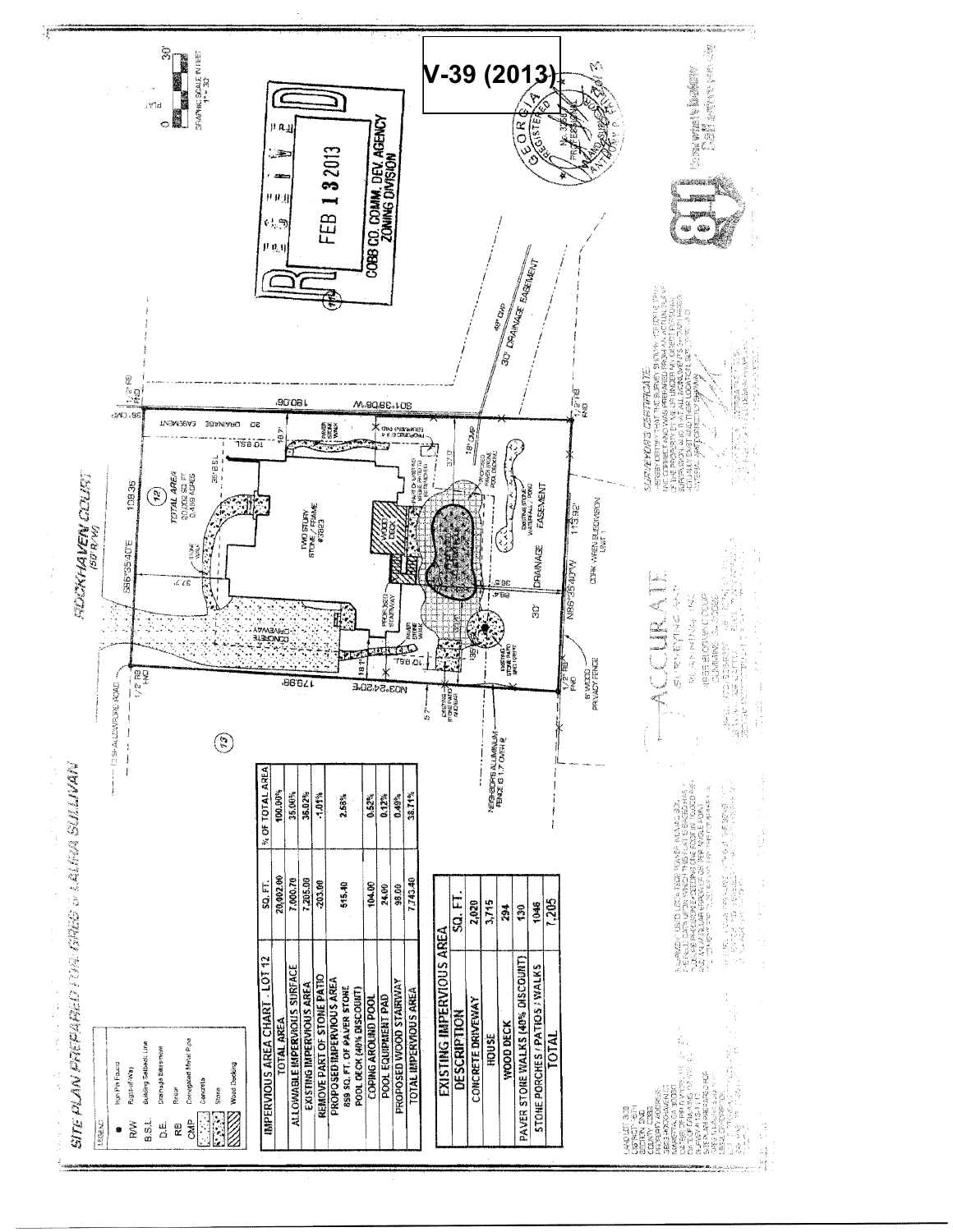V-39 (2013)

# SITE PLAN PREPARED FOR: GREG & LAURA SULLIVAN

LEGEND

- ● Iron Pin Found
- R/W Right-of-Way
- B.S.L. Building Setback Line
- D.E. Drainage Easement
- RB Rebar
- CMP Corrugated Metal Pipe
- Concrete
- Stone
- Wood Decking

| IMPERVIOUS AREA CHART - LOT 12 | SQ. FT. | % OF TOTAL AREA |
|---|---|---|
| TOTAL AREA | 20,002.00 | 100.00% |
| ALLOWABLE IMPERVIOUS SURFACE | 7,000.70 | 35.00% |
| EXISTING IMPERVIOUS AREA | 7,205.00 | 36.02% |
| REMOVE PART OF STONE PATIO | -203.00 | -1.01% |
| PROPOSED IMPERVIOUS AREA 859 SQ. FT. OF PAVER STONE POOL DECK (40% DISCOUNT) | 515.40 | 2.58% |
| COPING AROUND POOL | 104.00 | 0.52% |
| POOL EQUIPMENT PAD | 24.00 | 0.12% |
| PROPOSED WOOD STAIRWAY | 98.00 | 0.49% |
| TOTAL IMPERVIOUS AREA | 7,743.40 | 38.71% |

| EXISTING IMPERVIOUS AREA | |
|---|---|
| DESCRIPTION | SQ. FT. |
| CONCRETE DRIVEWAY | 2,020 |
| HOUSE | 3,715 |
| WOOD DECK | 294 |
| PAVER STONE WALKS (40% DISCOUNT) | 130 |
| STONE PORCHES / PATIOS / WALKS | 1046 |
| TOTAL | 7,205 |

ROCKHAVEN COURT (50' R/W)

TOTAL AREA 20,002 SQ. FT. 0.459 ACRES

TWO STORY STONE / FRAME #3823

S86°35'40"E 108.36'

S01°38'08"W 180.06'

N86°35'40"W 113.92'

N03°24'20"E 179.98'

30' DRAINAGE EASEMENT

CORK WREN SUBDIVISION UNIT 1

NEIGHBORS ALUMINUM FENCE IS 1.7' OVER

6' WOOD PRIVACY FENCE

RECEIVED FEB 13 2013 COBB CO. COMM. DEV. AGENCY ZONING DIVISION

ACCURATE SURVEYING AND MAPPING, INC.

SURVEYOR'S CERTIFICATE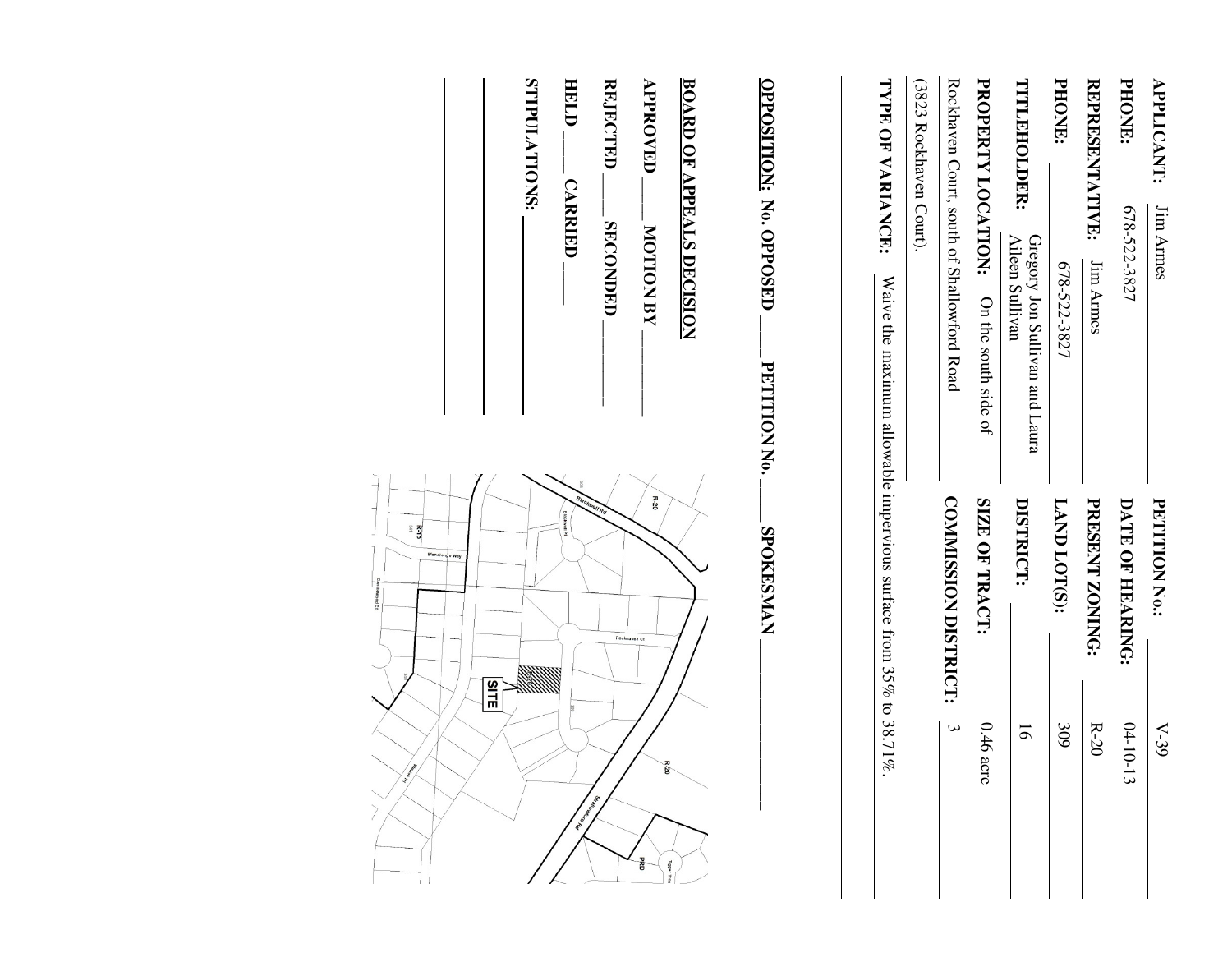**APPLICANT:** Jim Armes

**PHONE:** 678-522-3827

**REPRESENTATIVE:** Jim Armes

**PHONE:** 678-522-3827

**TITLEHOLDER:** Gregory Jon Sullivan and Laura Aileen Sullivan

**PROPERTY LOCATION:** On the south side of Rockhaven Court, south of Shallowford Road (3823 Rockhaven Court).

**PETITION No.:** V-39

**DATE OF HEARING:** 04-10-13

**PRESENT ZONING:** R-20

**LAND LOT(S):** 309

**DISTRICT:** 16

**SIZE OF TRACT:** 0.46 acre

**COMMISSION DISTRICT:** 3

**TYPE OF VARIANCE:** Waive the maximum allowable impervious surface from 35% to 38.71%.

**OPPOSITION:** No. OPPOSED ____ **PETITION No.** ____ **SPOKESMAN** ____

**BOARD OF APPEALS DECISION**

**APPROVED** ____ **MOTION BY** ____

**REJECTED** ____ **SECONDED** ____

**HELD** ____ **CARRIED** ____

**STIPULATIONS:** ____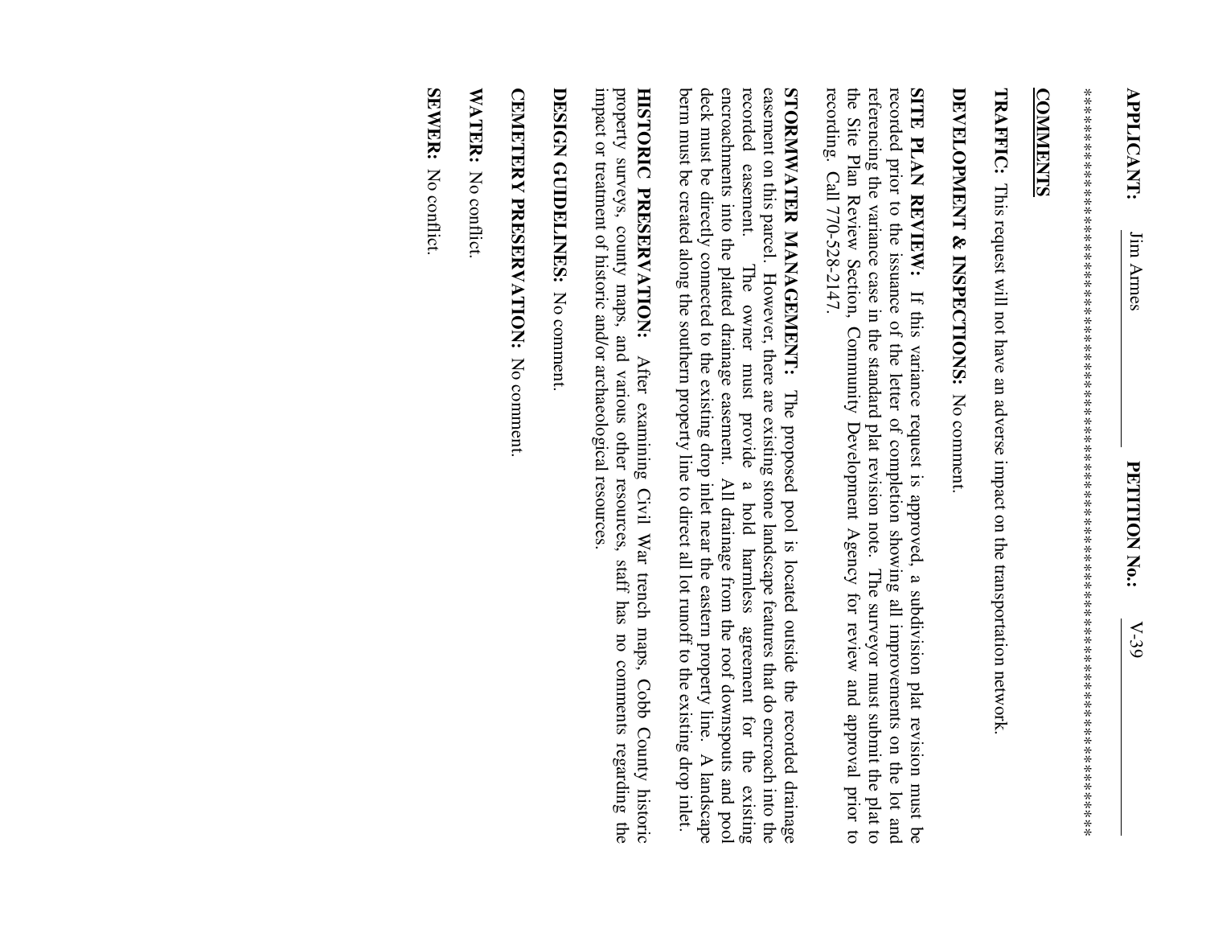**APPLICANT:** Jim Ames **PETITION No.:** V-39

************************************************************************************************

**COMMENTS**

**TRAFFIC:** This request will not have an adverse impact on the transportation network.

**DEVELOPMENT & INSPECTIONS:** No comment.

**SITE PLAN REVIEW:** If this variance request is approved, a subdivision plat revision must be recorded prior to the issuance of the letter of completion showing all improvements on the lot and referencing the variance case in the standard plat revision note. The surveyor must submit the plat to the Site Plan Review Section, Community Development Agency for review and approval prior to recording. Call 770-528-2147.

**STORMWATER MANAGEMENT:** The proposed pool is located outside the recorded drainage easement on this parcel. However, there are existing stone landscape features that do encroach into the recorded easement. The owner must provide a hold harmless agreement for the existing encroachments into the platted drainage easement. All drainage from the roof downspouts and pool deck must be directly connected to the existing drop inlet near the eastern property line. A landscape berm must be created along the southern property line to direct all lot runoff to the existing drop inlet.

**HISTORIC PRESERVATION:** After examining Civil War trench maps, Cobb County historic property surveys, county maps, and various other resources, staff has no comments regarding the impact or treatment of historic and/or archaeological resources.

**DESIGN GUIDELINES:** No comment.

**CEMETERY PRESERVATION:** No comment.

**WATER:** No conflict.

**SEWER:** No conflict.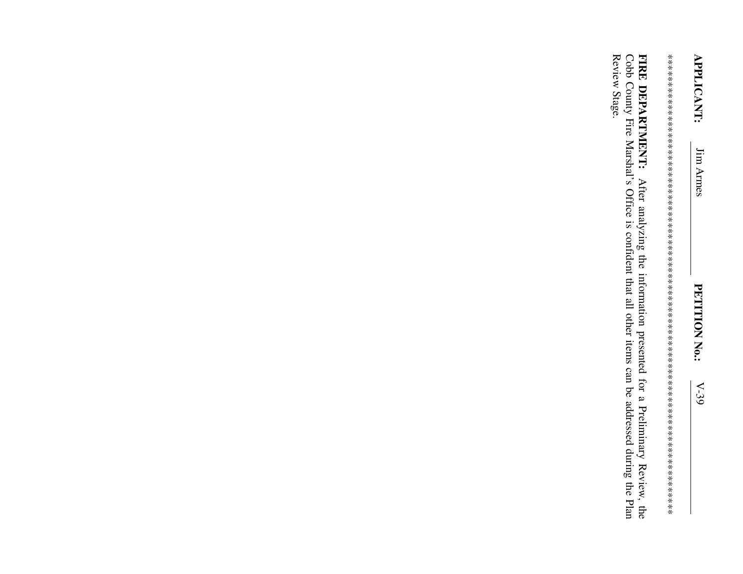**APPLICANT:** Jim Armes **PETITION No.:** V-39

***************************************************************************************************

**FIRE DEPARTMENT:** After analyzing the information presented for a Preliminary Review, the Cobb County Fire Marshal's Office is confident that all other items can be addressed during the Plan Review Stage.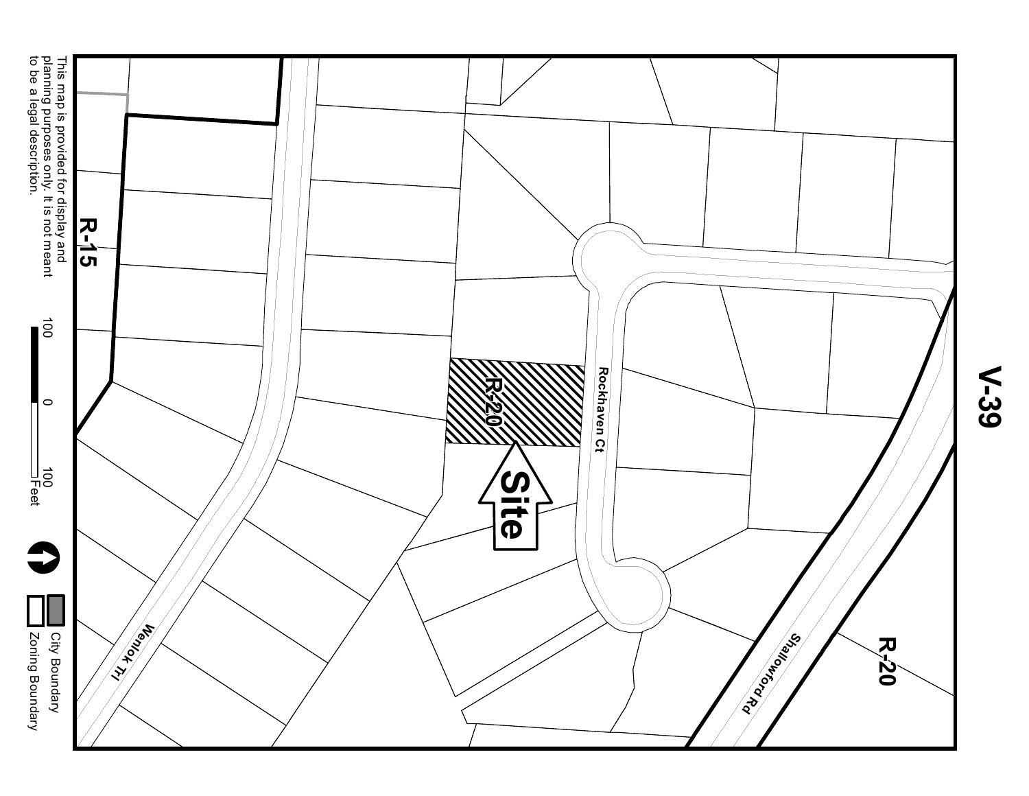# V-39

R-15

R-20

Rockhaven Ct

R-20

Site

Shallowford Rd

Wenlok Trl

This map is provided for display and planning purposes only. It is not meant to be a legal description.

100 0 100 Feet

City Boundary

Zoning Boundary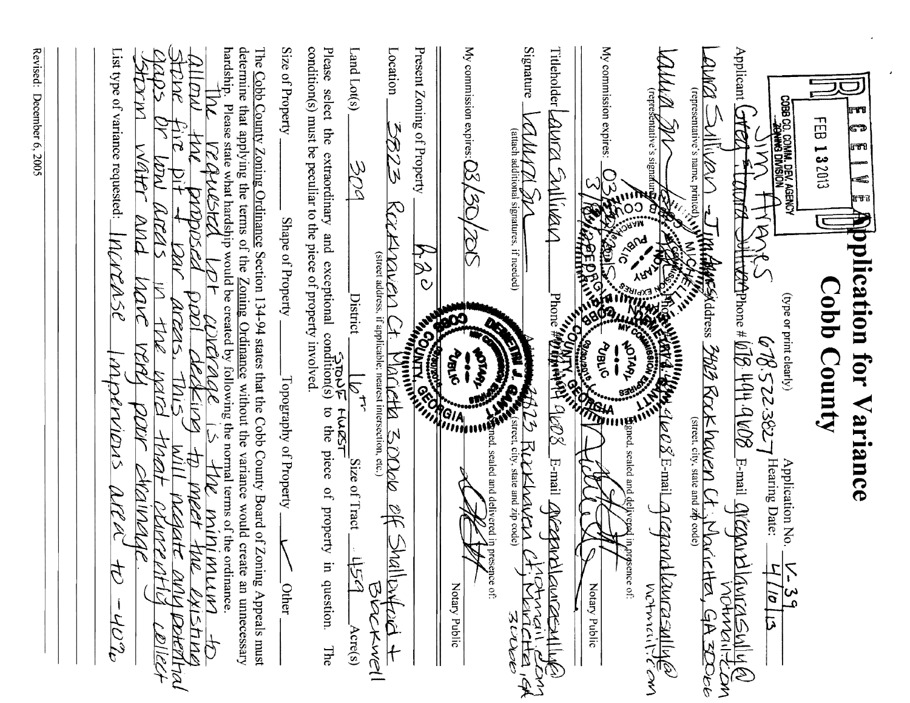# Application for Variance

## Cobb County

(type or print clearly)

Application No. V-39

Hearing Date: 4/10/13

RECEIVED FEB 13 2013 COBB CO. COMM. DEV. AGENCY ZONING DIVISION

Applicant Greg + Laura Sullivan Jim Ames Phone # 678.494.9608 678.522.3827 E-mail gregandlaurasully@hotmail.com

Laura Sullivan - Jim Ames Address 3823 Rockhaven Ct. Marietta, GA 30066

(representative's name, printed) (street, city, state and zip code)

Laura Sn Phone # 678 494 9608 E-mail gregandlaurasully@hotmail.com

(representative's signature) Signed, sealed and delivered in presence of:

My commission expires: 03/30/2015 Notary Public

Titleholder Laura Sullivan Phone # 678 494 9608 E-mail gregandlaurasully@hotmail.com

Signature Laura Sn Address: 3823 Rockhaven Ct, Marietta, GA 30066

(attach additional signatures, if needed) (street, city, state and zip code)

Signed, sealed and delivered in presence of:

My commission expires: 03/30/2015 Notary Public

Present Zoning of Property R-20

Location 3823 Rockhaven Ct Marietta 30066 off Shallowford + Blackwell

(street address, if applicable; nearest intersection, etc.)

Land Lot(s) 309 District 16th Size of Tract .459 Acre(s)

Stone Hurst

Please select the extraordinary and exceptional condition(s) to the piece of property in question. The condition(s) must be peculiar to the piece of property involved.

Size of Property ____ Shape of Property ____ Topography of Property ✓ Other ____

The Cobb County Zoning Ordinance Section 134-94 states that the Cobb County Board of Zoning Appeals must determine that applying the terms of the Zoning Ordinance without the variance would create an unnecessary hardship. Please state what hardship would be created by following the normal terms of the ordinance.

The requested lot coverage is the minimum to allow the proposed pool decking to meet the existing stone fire pit + bar areas. This will negate any potential gaps or low areas in the yard that currently collect storm water and have very poor drainage.

List type of variance requested: Increase impervious area to ~40%

Revised: December 6, 2005